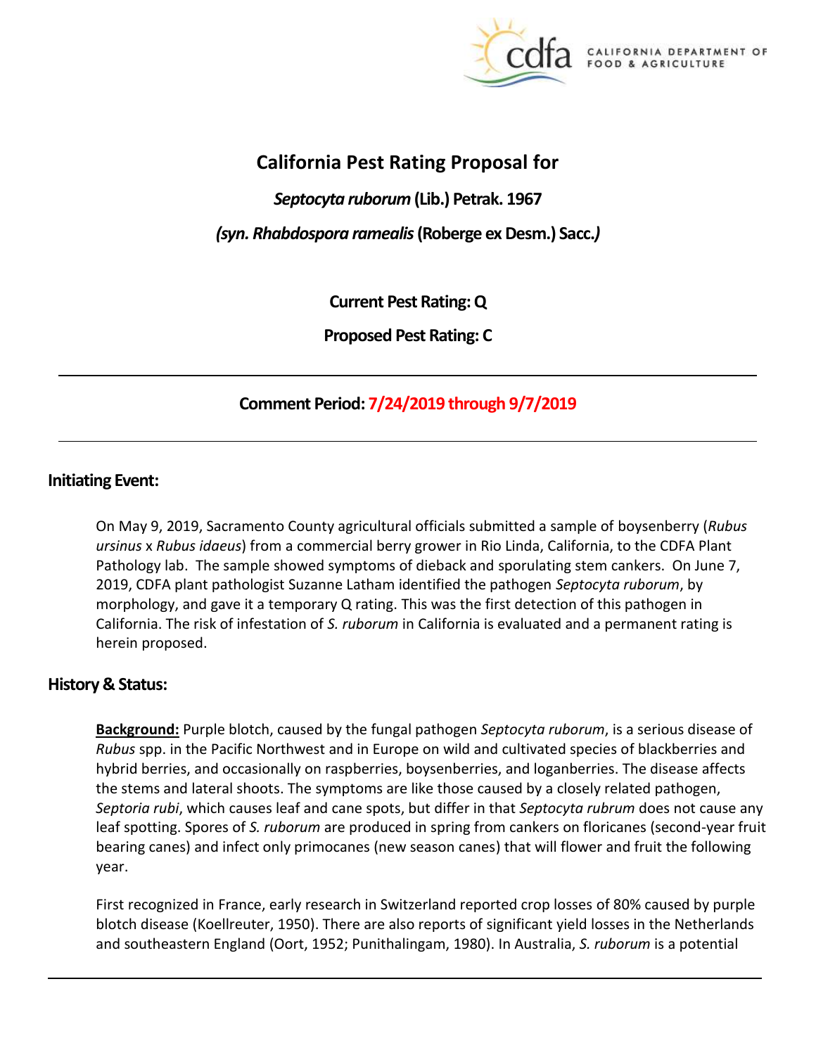# California Pest Rating Proposal for

## *Septocyta ruborum* (Lib.) Petrak. 1967

## *(syn. Rhabdospora ramealis* (Roberge ex Desm.) Sacc.*)*

**Current Pest Rating: Q**

**Proposed Pest Rating: C**

---

**Comment Period: 7/24/2019 through 9/7/2019**

---

## Initiating Event:

On May 9, 2019, Sacramento County agricultural officials submitted a sample of boysenberry (*Rubus ursinus* x *Rubus idaeus*) from a commercial berry grower in Rio Linda, California, to the CDFA Plant Pathology lab. The sample showed symptoms of dieback and sporulating stem cankers. On June 7, 2019, CDFA plant pathologist Suzanne Latham identified the pathogen *Septocyta ruborum*, by morphology, and gave it a temporary Q rating. This was the first detection of this pathogen in California. The risk of infestation of *S. ruborum* in California is evaluated and a permanent rating is herein proposed.

## History & Status:

**Background:** Purple blotch, caused by the fungal pathogen *Septocyta ruborum*, is a serious disease of *Rubus* spp. in the Pacific Northwest and in Europe on wild and cultivated species of blackberries and hybrid berries, and occasionally on raspberries, boysenberries, and loganberries. The disease affects the stems and lateral shoots. The symptoms are like those caused by a closely related pathogen, *Septoria rubi*, which causes leaf and cane spots, but differ in that *Septocyta rubrum* does not cause any leaf spotting. Spores of *S. ruborum* are produced in spring from cankers on floricanes (second-year fruit bearing canes) and infect only primocanes (new season canes) that will flower and fruit the following year.

First recognized in France, early research in Switzerland reported crop losses of 80% caused by purple blotch disease (Koellreuter, 1950). There are also reports of significant yield losses in the Netherlands and southeastern England (Oort, 1952; Punithalingam, 1980). In Australia, *S. ruborum* is a potential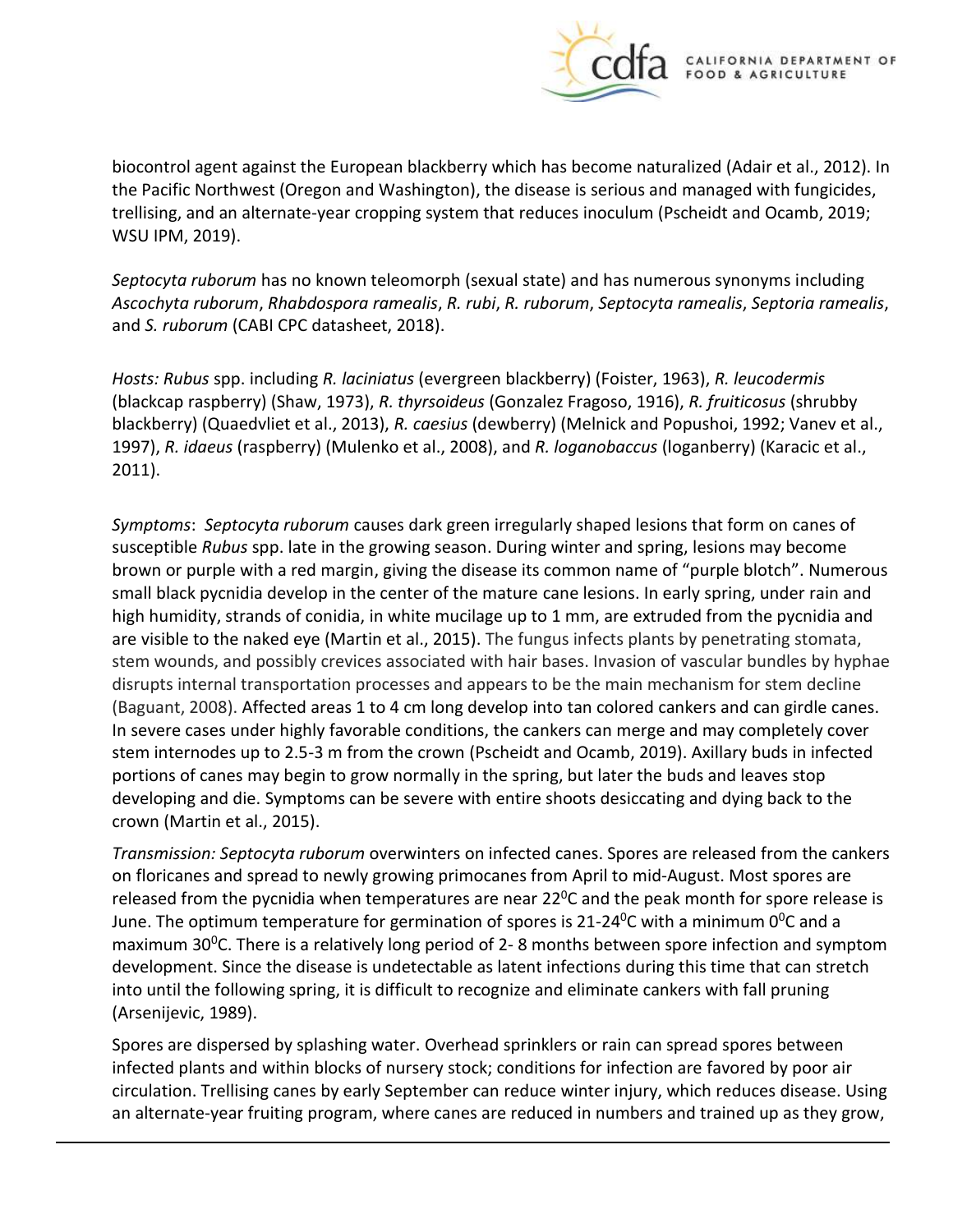biocontrol agent against the European blackberry which has become naturalized (Adair et al., 2012). In the Pacific Northwest (Oregon and Washington), the disease is serious and managed with fungicides, trellising, and an alternate-year cropping system that reduces inoculum (Pscheidt and Ocamb, 2019; WSU IPM, 2019).

*Septocyta ruborum* has no known teleomorph (sexual state) and has numerous synonyms including *Ascochyta ruborum*, *Rhabdospora ramealis*, *R. rubi*, *R. ruborum*, *Septocyta ramealis*, *Septoria ramealis*, and *S. ruborum* (CABI CPC datasheet, 2018).

*Hosts: Rubus* spp. including *R. laciniatus* (evergreen blackberry) (Foister, 1963), *R. leucodermis* (blackcap raspberry) (Shaw, 1973), *R. thyrsoideus* (Gonzalez Fragoso, 1916), *R. fruiticosus* (shrubby blackberry) (Quaedvliet et al., 2013), *R. caesius* (dewberry) (Melnick and Popushoi, 1992; Vanev et al., 1997), *R. idaeus* (raspberry) (Mulenko et al., 2008), and *R. loganobaccus* (loganberry) (Karacic et al., 2011).

*Symptoms*: *Septocyta ruborum* causes dark green irregularly shaped lesions that form on canes of susceptible *Rubus* spp. late in the growing season. During winter and spring, lesions may become brown or purple with a red margin, giving the disease its common name of "purple blotch". Numerous small black pycnidia develop in the center of the mature cane lesions. In early spring, under rain and high humidity, strands of conidia, in white mucilage up to 1 mm, are extruded from the pycnidia and are visible to the naked eye (Martin et al., 2015). The fungus infects plants by penetrating stomata, stem wounds, and possibly crevices associated with hair bases. Invasion of vascular bundles by hyphae disrupts internal transportation processes and appears to be the main mechanism for stem decline (Baguant, 2008). Affected areas 1 to 4 cm long develop into tan colored cankers and can girdle canes. In severe cases under highly favorable conditions, the cankers can merge and may completely cover stem internodes up to 2.5-3 m from the crown (Pscheidt and Ocamb, 2019). Axillary buds in infected portions of canes may begin to grow normally in the spring, but later the buds and leaves stop developing and die. Symptoms can be severe with entire shoots desiccating and dying back to the crown (Martin et al., 2015).

*Transmission: Septocyta ruborum* overwinters on infected canes. Spores are released from the cankers on floricanes and spread to newly growing primocanes from April to mid-August. Most spores are released from the pycnidia when temperatures are near 22⁰C and the peak month for spore release is June. The optimum temperature for germination of spores is 21-24⁰C with a minimum 0⁰C and a maximum 30⁰C. There is a relatively long period of 2- 8 months between spore infection and symptom development. Since the disease is undetectable as latent infections during this time that can stretch into until the following spring, it is difficult to recognize and eliminate cankers with fall pruning (Arsenijevic, 1989).

Spores are dispersed by splashing water. Overhead sprinklers or rain can spread spores between infected plants and within blocks of nursery stock; conditions for infection are favored by poor air circulation. Trellising canes by early September can reduce winter injury, which reduces disease. Using an alternate-year fruiting program, where canes are reduced in numbers and trained up as they grow,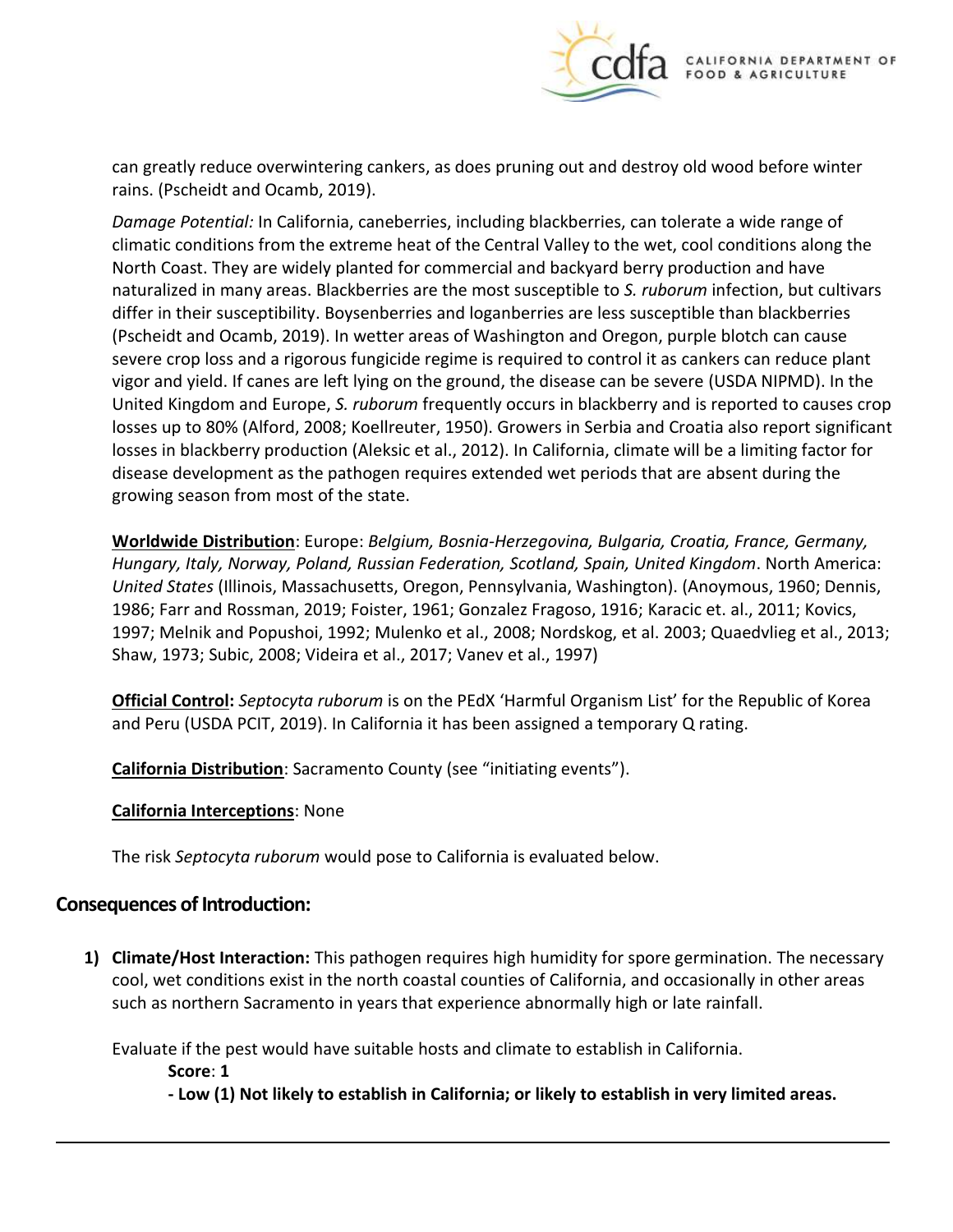can greatly reduce overwintering cankers, as does pruning out and destroy old wood before winter rains. (Pscheidt and Ocamb, 2019).

*Damage Potential:* In California, caneberries, including blackberries, can tolerate a wide range of climatic conditions from the extreme heat of the Central Valley to the wet, cool conditions along the North Coast. They are widely planted for commercial and backyard berry production and have naturalized in many areas. Blackberries are the most susceptible to *S. ruborum* infection, but cultivars differ in their susceptibility. Boysenberries and loganberries are less susceptible than blackberries (Pscheidt and Ocamb, 2019). In wetter areas of Washington and Oregon, purple blotch can cause severe crop loss and a rigorous fungicide regime is required to control it as cankers can reduce plant vigor and yield. If canes are left lying on the ground, the disease can be severe (USDA NIPMD). In the United Kingdom and Europe, *S. ruborum* frequently occurs in blackberry and is reported to causes crop losses up to 80% (Alford, 2008; Koellreuter, 1950). Growers in Serbia and Croatia also report significant losses in blackberry production (Aleksic et al., 2012). In California, climate will be a limiting factor for disease development as the pathogen requires extended wet periods that are absent during the growing season from most of the state.

**Worldwide Distribution**: Europe: *Belgium, Bosnia-Herzegovina, Bulgaria, Croatia, France, Germany, Hungary, Italy, Norway, Poland, Russian Federation, Scotland, Spain, United Kingdom*. North America: *United States* (Illinois, Massachusetts, Oregon, Pennsylvania, Washington). (Anoymous, 1960; Dennis, 1986; Farr and Rossman, 2019; Foister, 1961; Gonzalez Fragoso, 1916; Karacic et. al., 2011; Kovics, 1997; Melnik and Popushoi, 1992; Mulenko et al., 2008; Nordskog, et al. 2003; Quaedvlieg et al., 2013; Shaw, 1973; Subic, 2008; Videira et al., 2017; Vanev et al., 1997)

**Official Control:** *Septocyta ruborum* is on the PEdX 'Harmful Organism List' for the Republic of Korea and Peru (USDA PCIT, 2019). In California it has been assigned a temporary Q rating.

**California Distribution**: Sacramento County (see "initiating events").

**California Interceptions**: None

The risk *Septocyta ruborum* would pose to California is evaluated below.

## Consequences of Introduction:

1) **Climate/Host Interaction:** This pathogen requires high humidity for spore germination. The necessary cool, wet conditions exist in the north coastal counties of California, and occasionally in other areas such as northern Sacramento in years that experience abnormally high or late rainfall.

   Evaluate if the pest would have suitable hosts and climate to establish in California.

   **Score**: **1**

   **- Low (1) Not likely to establish in California; or likely to establish in very limited areas.**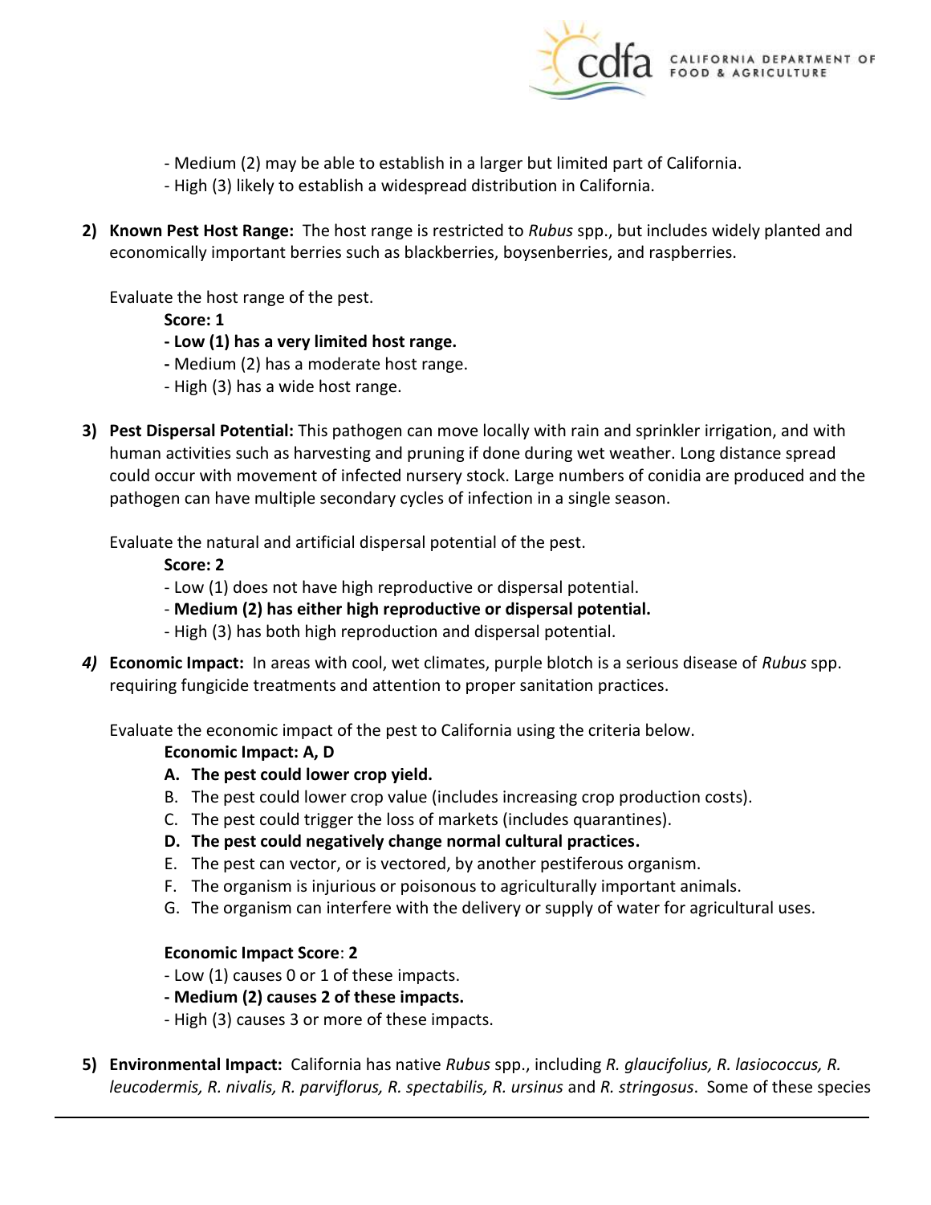- Medium (2) may be able to establish in a larger but limited part of California.
- High (3) likely to establish a widespread distribution in California.

2) **Known Pest Host Range:** The host range is restricted to *Rubus* spp., but includes widely planted and economically important berries such as blackberries, boysenberries, and raspberries.

   Evaluate the host range of the pest.

   **Score: 1**

   - **Low (1) has a very limited host range.**
   - Medium (2) has a moderate host range.
   - High (3) has a wide host range.

3) **Pest Dispersal Potential:** This pathogen can move locally with rain and sprinkler irrigation, and with human activities such as harvesting and pruning if done during wet weather. Long distance spread could occur with movement of infected nursery stock. Large numbers of conidia are produced and the pathogen can have multiple secondary cycles of infection in a single season.

   Evaluate the natural and artificial dispersal potential of the pest.

   **Score: 2**

   - Low (1) does not have high reproductive or dispersal potential.
   - **Medium (2) has either high reproductive or dispersal potential.**
   - High (3) has both high reproduction and dispersal potential.

4) **Economic Impact:** In areas with cool, wet climates, purple blotch is a serious disease of *Rubus* spp. requiring fungicide treatments and attention to proper sanitation practices.

   Evaluate the economic impact of the pest to California using the criteria below.

   **Economic Impact: A, D**

   A. **The pest could lower crop yield.**
   B. The pest could lower crop value (includes increasing crop production costs).
   C. The pest could trigger the loss of markets (includes quarantines).
   D. **The pest could negatively change normal cultural practices.**
   E. The pest can vector, or is vectored, by another pestiferous organism.
   F. The organism is injurious or poisonous to agriculturally important animals.
   G. The organism can interfere with the delivery or supply of water for agricultural uses.

   **Economic Impact Score**: **2**

   - Low (1) causes 0 or 1 of these impacts.
   - **Medium (2) causes 2 of these impacts.**
   - High (3) causes 3 or more of these impacts.

5) **Environmental Impact:** California has native *Rubus* spp., including *R. glaucifolius, R. lasiococcus, R. leucodermis, R. nivalis, R. parviflorus, R. spectabilis, R. ursinus* and *R. stringosus*. Some of these species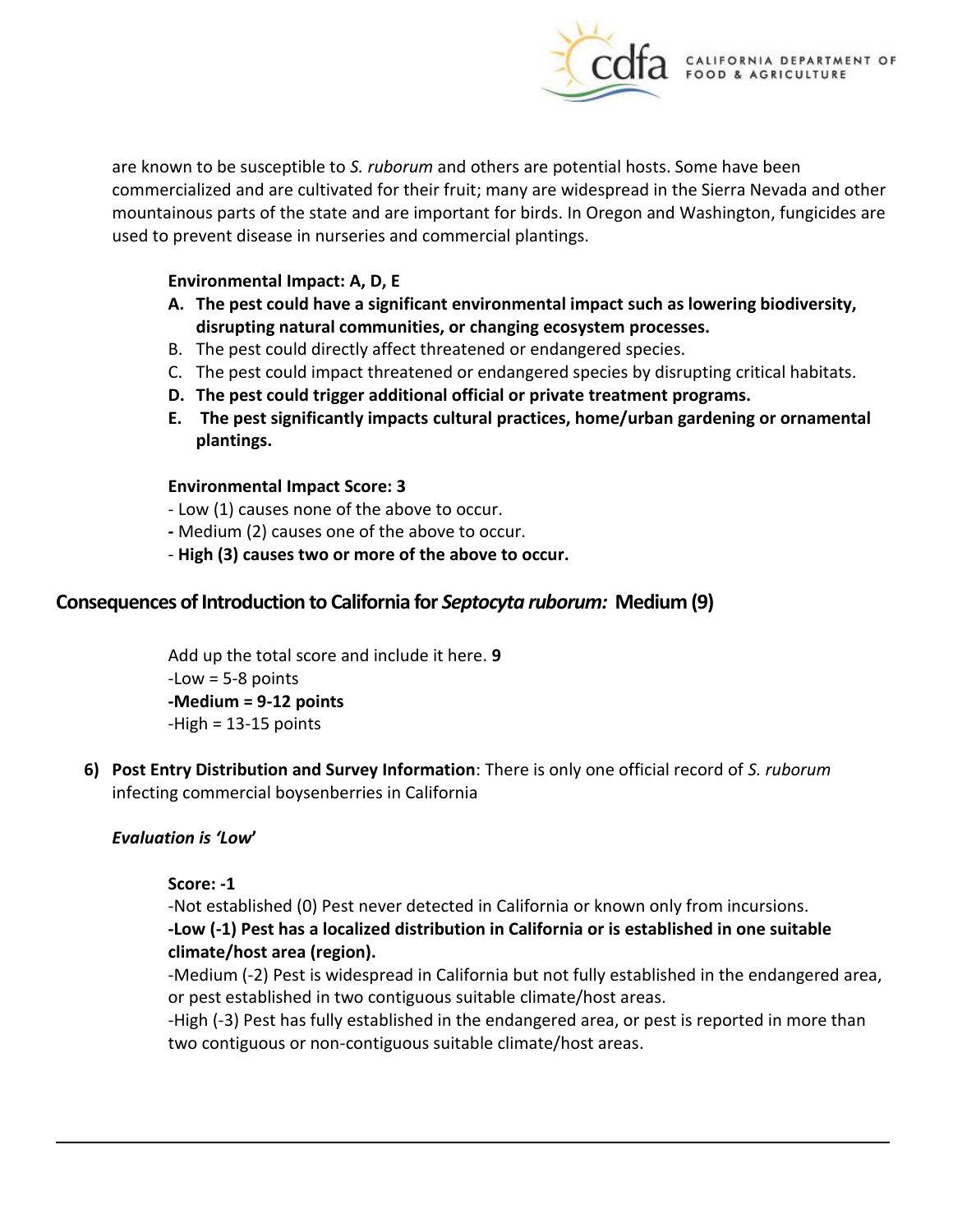are known to be susceptible to *S. ruborum* and others are potential hosts. Some have been commercialized and are cultivated for their fruit; many are widespread in the Sierra Nevada and other mountainous parts of the state and are important for birds. In Oregon and Washington, fungicides are used to prevent disease in nurseries and commercial plantings.

**Environmental Impact: A, D, E**

A. **The pest could have a significant environmental impact such as lowering biodiversity, disrupting natural communities, or changing ecosystem processes.**
B. The pest could directly affect threatened or endangered species.
C. The pest could impact threatened or endangered species by disrupting critical habitats.
D. **The pest could trigger additional official or private treatment programs.**
E. **The pest significantly impacts cultural practices, home/urban gardening or ornamental plantings.**

**Environmental Impact Score: 3**

- Low (1) causes none of the above to occur.
- Medium (2) causes one of the above to occur.
- **High (3) causes two or more of the above to occur.**

## Consequences of Introduction to California for *Septocyta ruborum:* Medium (9)

Add up the total score and include it here. **9**

-Low = 5-8 points

**-Medium = 9-12 points**

-High = 13-15 points

6) **Post Entry Distribution and Survey Information**: There is only one official record of *S. ruborum* infecting commercial boysenberries in California

***Evaluation is 'Low'***

**Score: -1**

-Not established (0) Pest never detected in California or known only from incursions.

**-Low (-1) Pest has a localized distribution in California or is established in one suitable climate/host area (region).**

-Medium (-2) Pest is widespread in California but not fully established in the endangered area, or pest established in two contiguous suitable climate/host areas.

-High (-3) Pest has fully established in the endangered area, or pest is reported in more than two contiguous or non-contiguous suitable climate/host areas.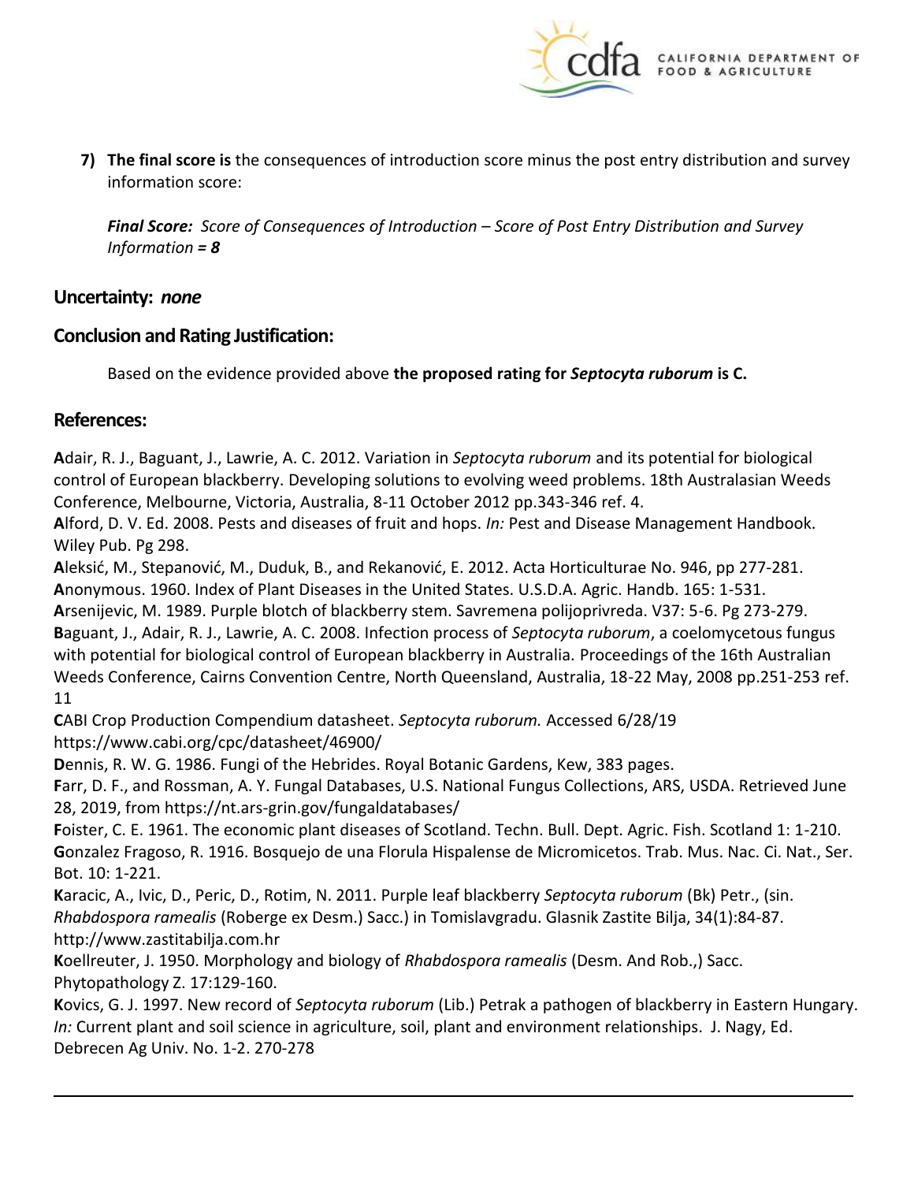7) **The final score is** the consequences of introduction score minus the post entry distribution and survey information score:

   ***Final Score:** Score of Consequences of Introduction – Score of Post Entry Distribution and Survey Information = **8***

## Uncertainty: *none*

## Conclusion and Rating Justification:

Based on the evidence provided above **the proposed rating for *Septocyta ruborum* is C.**

## References:

**A**dair, R. J., Baguant, J., Lawrie, A. C. 2012. Variation in *Septocyta ruborum* and its potential for biological control of European blackberry. Developing solutions to evolving weed problems. 18th Australasian Weeds Conference, Melbourne, Victoria, Australia, 8-11 October 2012 pp.343-346 ref. 4.

**A**lford, D. V. Ed. 2008. Pests and diseases of fruit and hops. *In:* Pest and Disease Management Handbook. Wiley Pub. Pg 298.

**A**leksić, M., Stepanović, M., Duduk, B., and Rekanović, E. 2012. Acta Horticulturae No. 946, pp 277-281.

**A**nonymous. 1960. Index of Plant Diseases in the United States. U.S.D.A. Agric. Handb. 165: 1-531.

**A**rsenijevic, M. 1989. Purple blotch of blackberry stem. Savremena polijoprivreda. V37: 5-6. Pg 273-279.

**B**aguant, J., Adair, R. J., Lawrie, A. C. 2008. Infection process of *Septocyta ruborum*, a coelomycetous fungus with potential for biological control of European blackberry in Australia. Proceedings of the 16th Australian Weeds Conference, Cairns Convention Centre, North Queensland, Australia, 18-22 May, 2008 pp.251-253 ref. 11

**C**ABI Crop Production Compendium datasheet. *Septocyta ruborum.* Accessed 6/28/19 https://www.cabi.org/cpc/datasheet/46900/

**D**ennis, R. W. G. 1986. Fungi of the Hebrides. Royal Botanic Gardens, Kew, 383 pages.

**F**arr, D. F., and Rossman, A. Y. Fungal Databases, U.S. National Fungus Collections, ARS, USDA. Retrieved June 28, 2019, from https://nt.ars-grin.gov/fungaldatabases/

**F**oister, C. E. 1961. The economic plant diseases of Scotland. Techn. Bull. Dept. Agric. Fish. Scotland 1: 1-210.

**G**onzalez Fragoso, R. 1916. Bosquejo de una Florula Hispalense de Micromicetos. Trab. Mus. Nac. Ci. Nat., Ser. Bot. 10: 1-221.

**K**aracic, A., Ivic, D., Peric, D., Rotim, N. 2011. Purple leaf blackberry *Septocyta ruborum* (Bk) Petr., (sin. *Rhabdospora ramealis* (Roberge ex Desm.) Sacc.) in Tomislavgradu. Glasnik Zastite Bilja, 34(1):84-87. http://www.zastitabilja.com.hr

**K**oellreuter, J. 1950. Morphology and biology of *Rhabdospora ramealis* (Desm. And Rob.,) Sacc. Phytopathology Z. 17:129-160.

**K**ovics, G. J. 1997. New record of *Septocyta ruborum* (Lib.) Petrak a pathogen of blackberry in Eastern Hungary. *In:* Current plant and soil science in agriculture, soil, plant and environment relationships. J. Nagy, Ed. Debrecen Ag Univ. No. 1-2. 270-278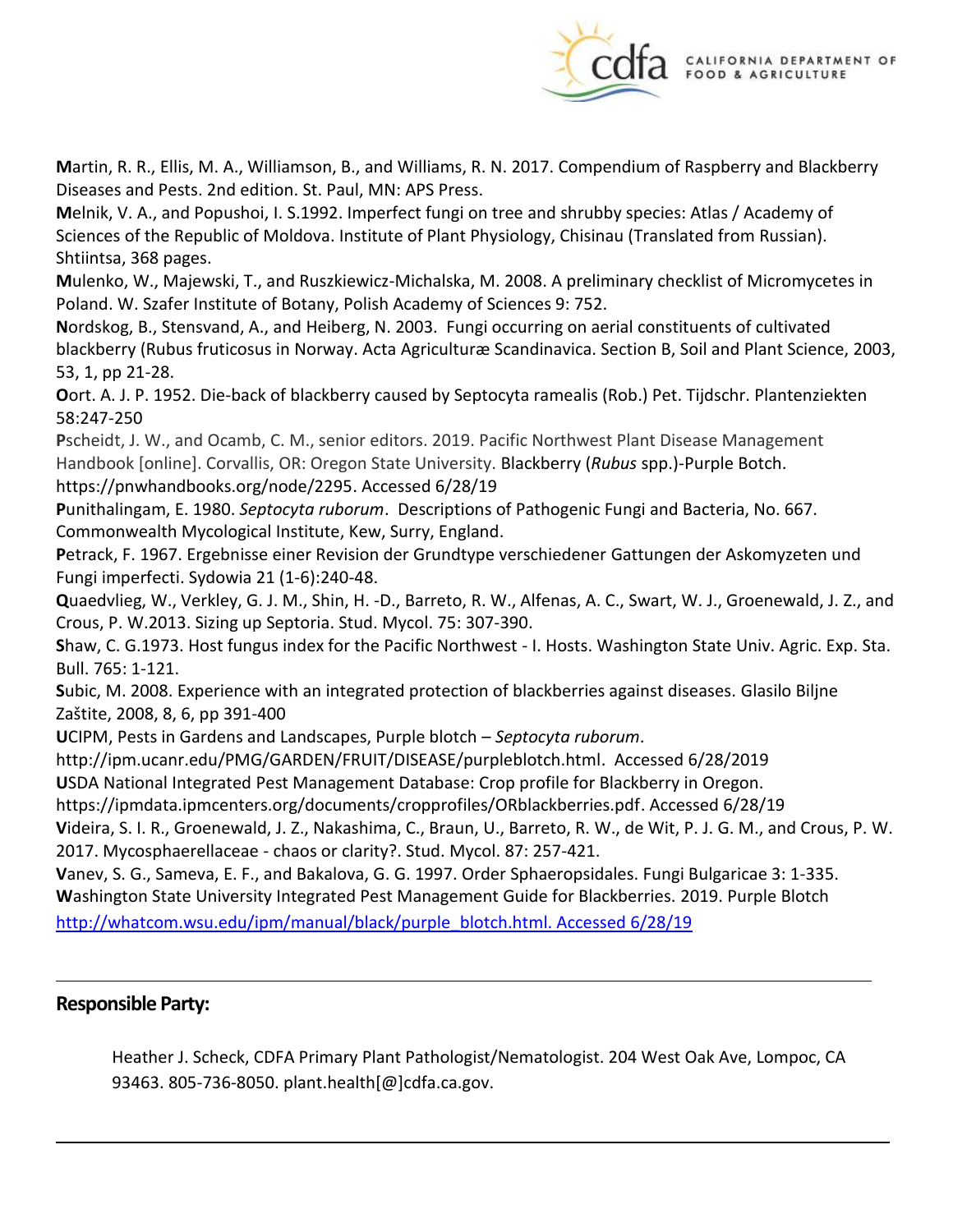**M**artin, R. R., Ellis, M. A., Williamson, B., and Williams, R. N. 2017. Compendium of Raspberry and Blackberry Diseases and Pests. 2nd edition. St. Paul, MN: APS Press.

**M**elnik, V. A., and Popushoi, I. S.1992. Imperfect fungi on tree and shrubby species: Atlas / Academy of Sciences of the Republic of Moldova. Institute of Plant Physiology, Chisinau (Translated from Russian). Shtiintsa, 368 pages.

**M**ulenko, W., Majewski, T., and Ruszkiewicz-Michalska, M. 2008. A preliminary checklist of Micromycetes in Poland. W. Szafer Institute of Botany, Polish Academy of Sciences 9: 752.

**N**ordskog, B., Stensvand, A., and Heiberg, N. 2003. Fungi occurring on aerial constituents of cultivated blackberry (Rubus fruticosus in Norway. Acta Agriculturæ Scandinavica. Section B, Soil and Plant Science, 2003, 53, 1, pp 21-28.

**O**ort. A. J. P. 1952. Die-back of blackberry caused by Septocyta ramealis (Rob.) Pet. Tijdschr. Plantenziekten 58:247-250

**P**scheidt, J. W., and Ocamb, C. M., senior editors. 2019. Pacific Northwest Plant Disease Management Handbook [online]. Corvallis, OR: Oregon State University. Blackberry (*Rubus* spp.)-Purple Botch. https://pnwhandbooks.org/node/2295. Accessed 6/28/19

**P**unithalingam, E. 1980. *Septocyta ruborum*. Descriptions of Pathogenic Fungi and Bacteria, No. 667. Commonwealth Mycological Institute, Kew, Surry, England.

**P**etrack, F. 1967. Ergebnisse einer Revision der Grundtype verschiedener Gattungen der Askomyzeten und Fungi imperfecti. Sydowia 21 (1-6):240-48.

**Q**uaedvlieg, W., Verkley, G. J. M., Shin, H. -D., Barreto, R. W., Alfenas, A. C., Swart, W. J., Groenewald, J. Z., and Crous, P. W.2013. Sizing up Septoria. Stud. Mycol. 75: 307-390.

**S**haw, C. G.1973. Host fungus index for the Pacific Northwest - I. Hosts. Washington State Univ. Agric. Exp. Sta. Bull. 765: 1-121.

**S**ubic, M. 2008. Experience with an integrated protection of blackberries against diseases. Glasilo Biljne Zaštite, 2008, 8, 6, pp 391-400

**U**CIPM, Pests in Gardens and Landscapes, Purple blotch – *Septocyta ruborum*. http://ipm.ucanr.edu/PMG/GARDEN/FRUIT/DISEASE/purpleblotch.html. Accessed 6/28/2019

**U**SDA National Integrated Pest Management Database: Crop profile for Blackberry in Oregon. https://ipmdata.ipmcenters.org/documents/cropprofiles/ORblackberries.pdf. Accessed 6/28/19

**V**ideira, S. I. R., Groenewald, J. Z., Nakashima, C., Braun, U., Barreto, R. W., de Wit, P. J. G. M., and Crous, P. W. 2017. Mycosphaerellaceae - chaos or clarity?. Stud. Mycol. 87: 257-421.

**V**anev, S. G., Sameva, E. F., and Bakalova, G. G. 1997. Order Sphaeropsidales. Fungi Bulgaricae 3: 1-335.

**W**ashington State University Integrated Pest Management Guide for Blackberries. 2019. Purple Blotch http://whatcom.wsu.edu/ipm/manual/black/purple_blotch.html. Accessed 6/28/19

---

## Responsible Party:

Heather J. Scheck, CDFA Primary Plant Pathologist/Nematologist. 204 West Oak Ave, Lompoc, CA 93463. 805-736-8050. plant.health[@]cdfa.ca.gov.

---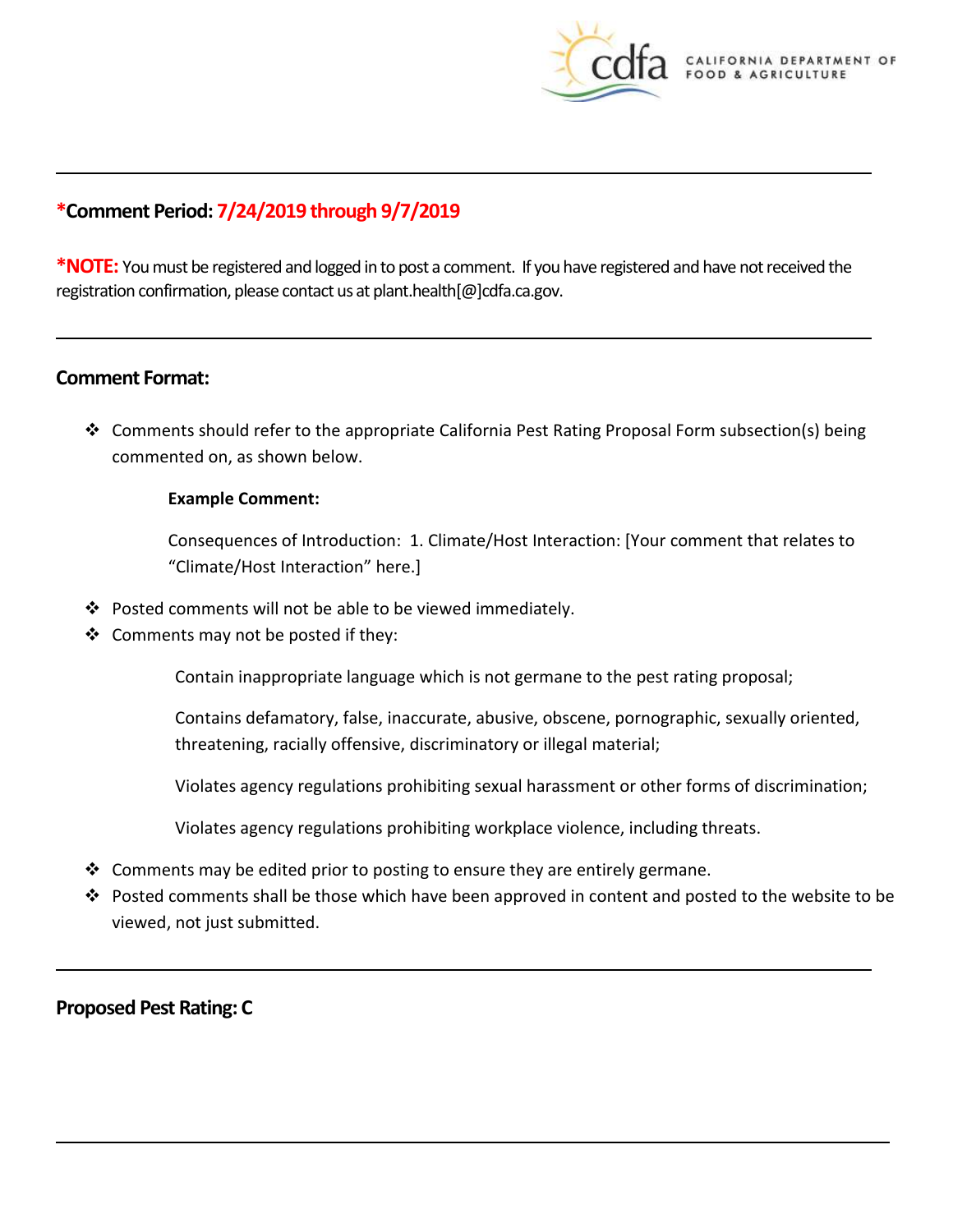---

**\*Comment Period: 7/24/2019 through 9/7/2019**

**\*NOTE:** You must be registered and logged in to post a comment. If you have registered and have not received the registration confirmation, please contact us at plant.health[@]cdfa.ca.gov.

---

**Comment Format:**

- Comments should refer to the appropriate California Pest Rating Proposal Form subsection(s) being commented on, as shown below.

  **Example Comment:**

  Consequences of Introduction: 1. Climate/Host Interaction: [Your comment that relates to "Climate/Host Interaction" here.]

- Posted comments will not be able to be viewed immediately.
- Comments may not be posted if they:

  Contain inappropriate language which is not germane to the pest rating proposal;

  Contains defamatory, false, inaccurate, abusive, obscene, pornographic, sexually oriented, threatening, racially offensive, discriminatory or illegal material;

  Violates agency regulations prohibiting sexual harassment or other forms of discrimination;

  Violates agency regulations prohibiting workplace violence, including threats.

- Comments may be edited prior to posting to ensure they are entirely germane.
- Posted comments shall be those which have been approved in content and posted to the website to be viewed, not just submitted.

---

**Proposed Pest Rating: C**

---